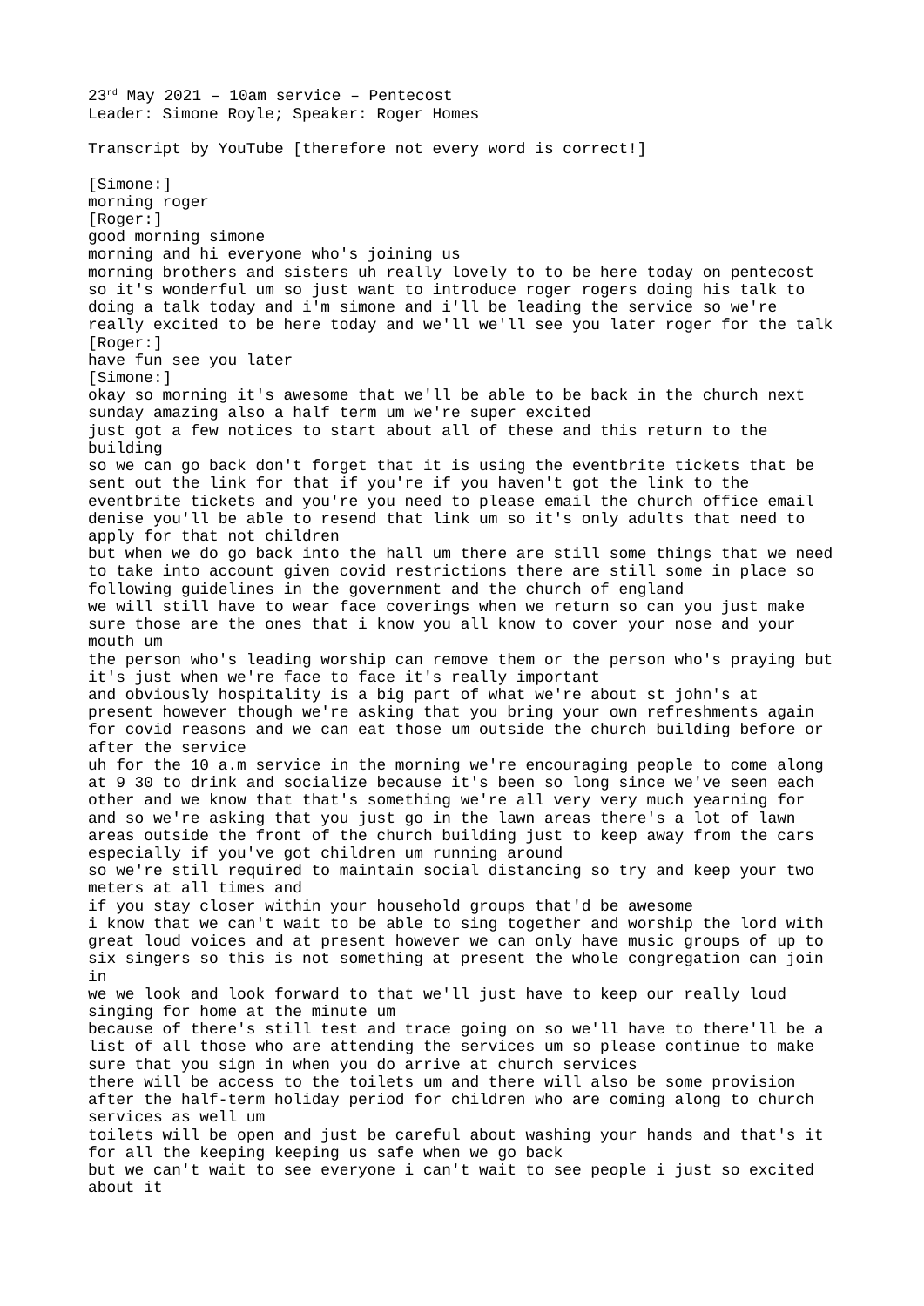23rd May 2021 – 10am service – Pentecost
Leader: Simone Royle; Speaker: Roger Homes

Transcript by YouTube [therefore not every word is correct!]

[Simone:]
morning roger
[Roger:]
good morning simone
morning and hi everyone who's joining us
morning brothers and sisters uh really lovely to to be here today on pentecost so it's wonderful um so just want to introduce roger rogers doing his talk to doing a talk today and i'm simone and i'll be leading the service so we're really excited to be here today and we'll we'll see you later roger for the talk
[Roger:]
have fun see you later
[Simone:]
okay so morning it's awesome that we'll be able to be back in the church next sunday amazing also a half term um we're super excited
just got a few notices to start about all of these and this return to the building
so we can go back don't forget that it is using the eventbrite tickets that be sent out the link for that if you're if you haven't got the link to the eventbrite tickets and you're you need to please email the church office email denise you'll be able to resend that link um so it's only adults that need to apply for that not children
but when we do go back into the hall um there are still some things that we need to take into account given covid restrictions there are still some in place so following guidelines in the government and the church of england
we will still have to wear face coverings when we return so can you just make sure those are the ones that i know you all know to cover your nose and your mouth um
the person who's leading worship can remove them or the person who's praying but it's just when we're face to face it's really important
and obviously hospitality is a big part of what we're about st john's at present however though we're asking that you bring your own refreshments again for covid reasons and we can eat those um outside the church building before or after the service
uh for the 10 a.m service in the morning we're encouraging people to come along at 9 30 to drink and socialize because it's been so long since we've seen each other and we know that that's something we're all very very much yearning for and so we're asking that you just go in the lawn areas there's a lot of lawn areas outside the front of the church building just to keep away from the cars especially if you've got children um running around
so we're still required to maintain social distancing so try and keep your two meters at all times and
if you stay closer within your household groups that'd be awesome
i know that we can't wait to be able to sing together and worship the lord with great loud voices and at present however we can only have music groups of up to six singers so this is not something at present the whole congregation can join in
we we look and look forward to that we'll just have to keep our really loud singing for home at the minute um
because of there's still test and trace going on so we'll have to there'll be a list of all those who are attending the services um so please continue to make sure that you sign in when you do arrive at church services
there will be access to the toilets um and there will also be some provision after the half-term holiday period for children who are coming along to church services as well um
toilets will be open and just be careful about washing your hands and that's it for all the keeping keeping us safe when we go back
but we can't wait to see everyone i can't wait to see people i just so excited about it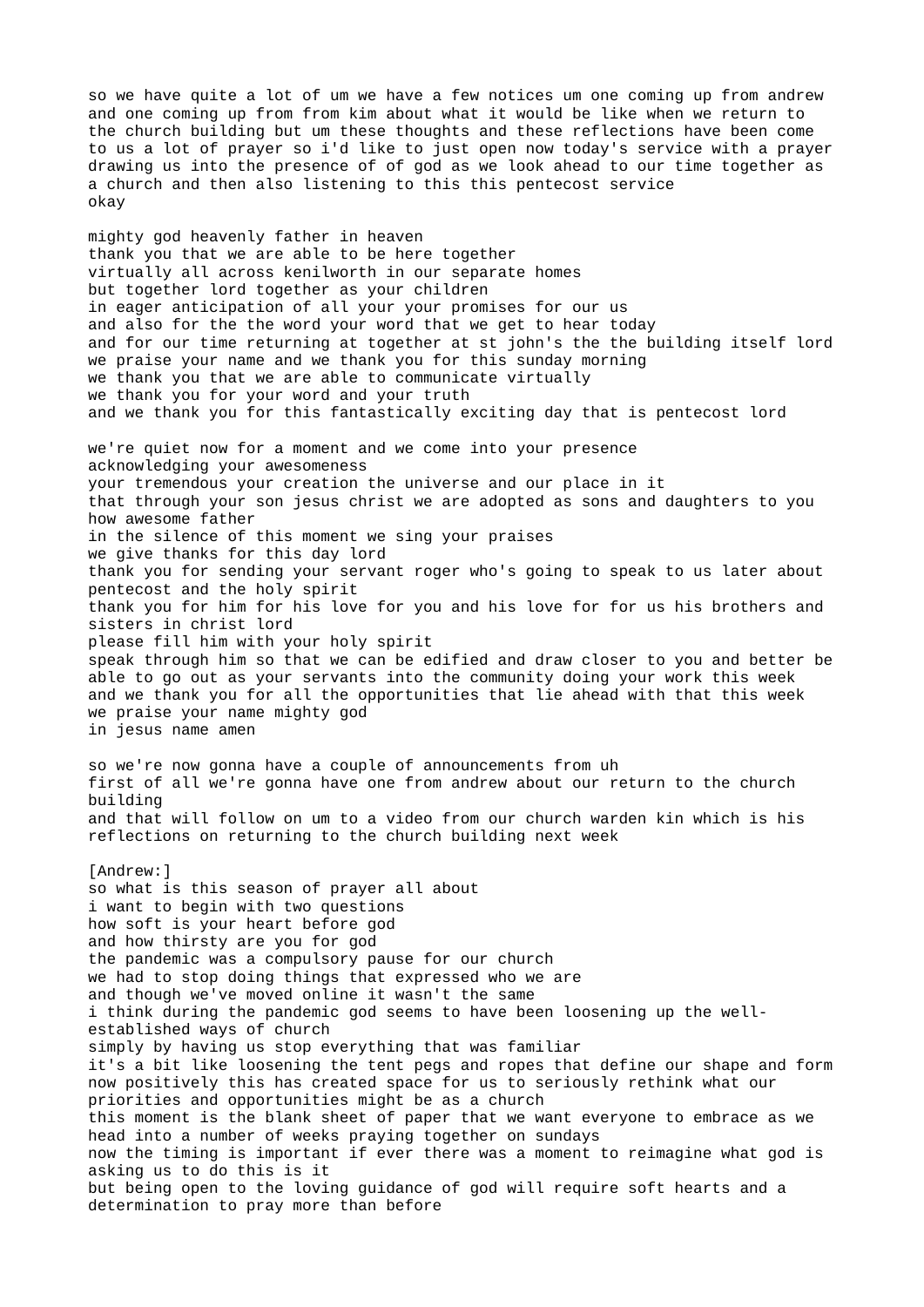so we have quite a lot of um we have a few notices um one coming up from andrew and one coming up from from kim about what it would be like when we return to the church building but um these thoughts and these reflections have been come to us a lot of prayer so i'd like to just open now today's service with a prayer drawing us into the presence of of god as we look ahead to our time together as a church and then also listening to this this pentecost service
okay

mighty god heavenly father in heaven
thank you that we are able to be here together
virtually all across kenilworth in our separate homes
but together lord together as your children
in eager anticipation of all your your promises for our us
and also for the the word your word that we get to hear today
and for our time returning at together at st john's the the building itself lord
we praise your name and we thank you for this sunday morning
we thank you that we are able to communicate virtually
we thank you for your word and your truth
and we thank you for this fantastically exciting day that is pentecost lord

we're quiet now for a moment and we come into your presence
acknowledging your awesomeness
your tremendous your creation the universe and our place in it
that through your son jesus christ we are adopted as sons and daughters to you
how awesome father
in the silence of this moment we sing your praises
we give thanks for this day lord
thank you for sending your servant roger who's going to speak to us later about pentecost and the holy spirit
thank you for him for his love for you and his love for for us his brothers and sisters in christ lord
please fill him with your holy spirit
speak through him so that we can be edified and draw closer to you and better be able to go out as your servants into the community doing your work this week
and we thank you for all the opportunities that lie ahead with that this week
we praise your name mighty god
in jesus name amen

so we're now gonna have a couple of announcements from uh
first of all we're gonna have one from andrew about our return to the church building
and that will follow on um to a video from our church warden kin which is his reflections on returning to the church building next week

[Andrew:]
so what is this season of prayer all about
i want to begin with two questions
how soft is your heart before god
and how thirsty are you for god
the pandemic was a compulsory pause for our church
we had to stop doing things that expressed who we are
and though we've moved online it wasn't the same
i think during the pandemic god seems to have been loosening up the well-established ways of church
simply by having us stop everything that was familiar
it's a bit like loosening the tent pegs and ropes that define our shape and form
now positively this has created space for us to seriously rethink what our priorities and opportunities might be as a church
this moment is the blank sheet of paper that we want everyone to embrace as we head into a number of weeks praying together on sundays
now the timing is important if ever there was a moment to reimagine what god is asking us to do this is it
but being open to the loving guidance of god will require soft hearts and a determination to pray more than before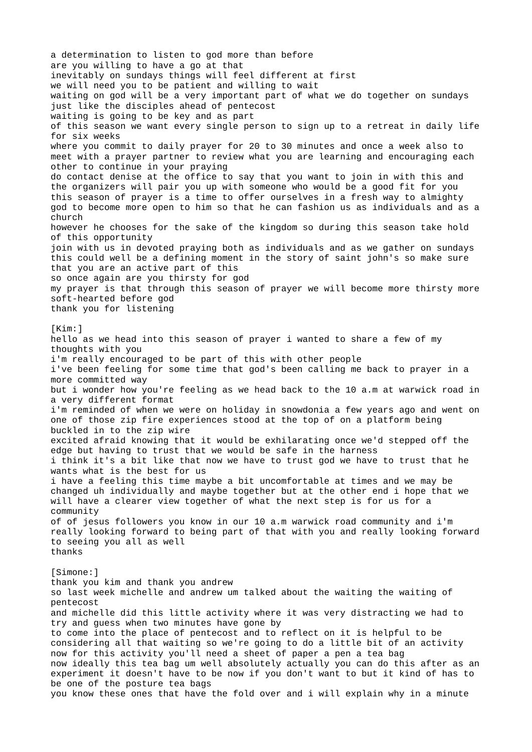a determination to listen to god more than before
are you willing to have a go at that
inevitably on sundays things will feel different at first
we will need you to be patient and willing to wait
waiting on god will be a very important part of what we do together on sundays
just like the disciples ahead of pentecost
waiting is going to be key and as part
of this season we want every single person to sign up to a retreat in daily life for six weeks
where you commit to daily prayer for 20 to 30 minutes and once a week also to meet with a prayer partner to review what you are learning and encouraging each other to continue in your praying
do contact denise at the office to say that you want to join in with this and the organizers will pair you up with someone who would be a good fit for you
this season of prayer is a time to offer ourselves in a fresh way to almighty god to become more open to him so that he can fashion us as individuals and as a church
however he chooses for the sake of the kingdom so during this season take hold of this opportunity
join with us in devoted praying both as individuals and as we gather on sundays
this could well be a defining moment in the story of saint john's so make sure that you are an active part of this
so once again are you thirsty for god
my prayer is that through this season of prayer we will become more thirsty more soft-hearted before god
thank you for listening

[Kim:]
hello as we head into this season of prayer i wanted to share a few of my thoughts with you
i'm really encouraged to be part of this with other people
i've been feeling for some time that god's been calling me back to prayer in a more committed way
but i wonder how you're feeling as we head back to the 10 a.m at warwick road in a very different format
i'm reminded of when we were on holiday in snowdonia a few years ago and went on one of those zip fire experiences stood at the top of on a platform being buckled in to the zip wire
excited afraid knowing that it would be exhilarating once we'd stepped off the edge but having to trust that we would be safe in the harness
i think it's a bit like that now we have to trust god we have to trust that he wants what is the best for us
i have a feeling this time maybe a bit uncomfortable at times and we may be changed uh individually and maybe together but at the other end i hope that we will have a clearer view together of what the next step is for us for a community
of of jesus followers you know in our 10 a.m warwick road community and i'm really looking forward to being part of that with you and really looking forward to seeing you all as well
thanks

[Simone:]
thank you kim and thank you andrew
so last week michelle and andrew um talked about the waiting the waiting of pentecost
and michelle did this little activity where it was very distracting we had to try and guess when two minutes have gone by
to come into the place of pentecost and to reflect on it is helpful to be considering all that waiting so we're going to do a little bit of an activity now for this activity you'll need a sheet of paper a pen a tea bag
now ideally this tea bag um well absolutely actually you can do this after as an experiment it doesn't have to be now if you don't want to but it kind of has to be one of the posture tea bags
you know these ones that have the fold over and i will explain why in a minute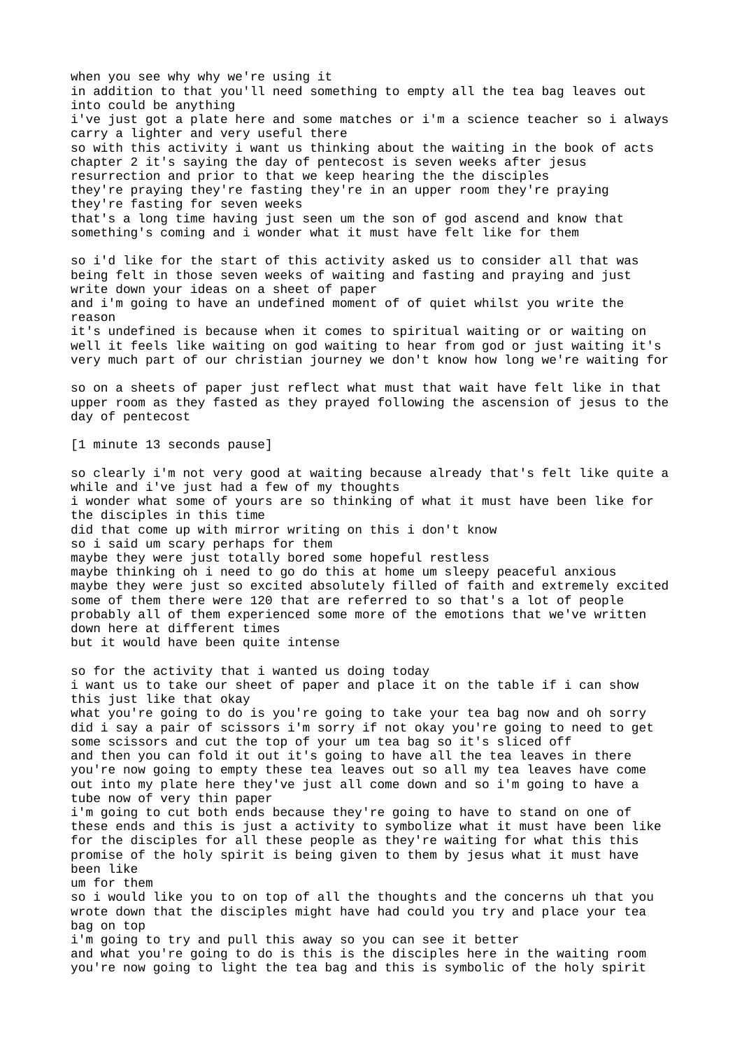when you see why why we're using it
in addition to that you'll need something to empty all the tea bag leaves out into could be anything
i've just got a plate here and some matches or i'm a science teacher so i always carry a lighter and very useful there
so with this activity i want us thinking about the waiting in the book of acts chapter 2 it's saying the day of pentecost is seven weeks after jesus resurrection and prior to that we keep hearing the the disciples
they're praying they're fasting they're in an upper room they're praying they're fasting for seven weeks
that's a long time having just seen um the son of god ascend and know that something's coming and i wonder what it must have felt like for them

so i'd like for the start of this activity asked us to consider all that was being felt in those seven weeks of waiting and fasting and praying and just write down your ideas on a sheet of paper
and i'm going to have an undefined moment of of quiet whilst you write the reason
it's undefined is because when it comes to spiritual waiting or or waiting on well it feels like waiting on god waiting to hear from god or just waiting it's very much part of our christian journey we don't know how long we're waiting for

so on a sheets of paper just reflect what must that wait have felt like in that upper room as they fasted as they prayed following the ascension of jesus to the day of pentecost

[1 minute 13 seconds pause]

so clearly i'm not very good at waiting because already that's felt like quite a while and i've just had a few of my thoughts
i wonder what some of yours are so thinking of what it must have been like for the disciples in this time
did that come up with mirror writing on this i don't know
so i said um scary perhaps for them
maybe they were just totally bored some hopeful restless
maybe thinking oh i need to go do this at home um sleepy peaceful anxious
maybe they were just so excited absolutely filled of faith and extremely excited some of them there were 120 that are referred to so that's a lot of people probably all of them experienced some more of the emotions that we've written down here at different times
but it would have been quite intense

so for the activity that i wanted us doing today
i want us to take our sheet of paper and place it on the table if i can show this just like that okay
what you're going to do is you're going to take your tea bag now and oh sorry did i say a pair of scissors i'm sorry if not okay you're going to need to get some scissors and cut the top of your um tea bag so it's sliced off
and then you can fold it out it's going to have all the tea leaves in there you're now going to empty these tea leaves out so all my tea leaves have come out into my plate here they've just all come down and so i'm going to have a tube now of very thin paper
i'm going to cut both ends because they're going to have to stand on one of these ends and this is just a activity to symbolize what it must have been like for the disciples for all these people as they're waiting for what this this promise of the holy spirit is being given to them by jesus what it must have been like
um for them
so i would like you to on top of all the thoughts and the concerns uh that you wrote down that the disciples might have had could you try and place your tea bag on top
i'm going to try and pull this away so you can see it better
and what you're going to do is this is the disciples here in the waiting room you're now going to light the tea bag and this is symbolic of the holy spirit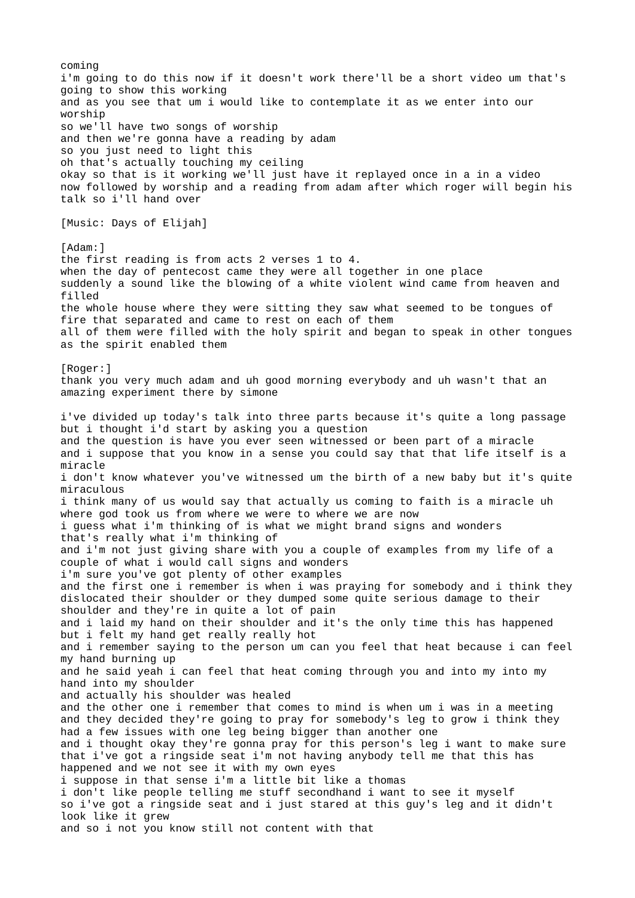coming
i'm going to do this now if it doesn't work there'll be a short video um that's going to show this working
and as you see that um i would like to contemplate it as we enter into our worship
so we'll have two songs of worship
and then we're gonna have a reading by adam
so you just need to light this
oh that's actually touching my ceiling
okay so that is it working we'll just have it replayed once in a in a video
now followed by worship and a reading from adam after which roger will begin his talk so i'll hand over

[Music: Days of Elijah]

[Adam:]
the first reading is from acts 2 verses 1 to 4.
when the day of pentecost came they were all together in one place
suddenly a sound like the blowing of a white violent wind came from heaven and filled
the whole house where they were sitting they saw what seemed to be tongues of fire that separated and came to rest on each of them
all of them were filled with the holy spirit and began to speak in other tongues as the spirit enabled them

[Roger:]
thank you very much adam and uh good morning everybody and uh wasn't that an amazing experiment there by simone

i've divided up today's talk into three parts because it's quite a long passage but i thought i'd start by asking you a question
and the question is have you ever seen witnessed or been part of a miracle
and i suppose that you know in a sense you could say that that life itself is a miracle
i don't know whatever you've witnessed um the birth of a new baby but it's quite miraculous
i think many of us would say that actually us coming to faith is a miracle uh where god took us from where we were to where we are now
i guess what i'm thinking of is what we might brand signs and wonders
that's really what i'm thinking of
and i'm not just giving share with you a couple of examples from my life of a couple of what i would call signs and wonders
i'm sure you've got plenty of other examples
and the first one i remember is when i was praying for somebody and i think they dislocated their shoulder or they dumped some quite serious damage to their shoulder and they're in quite a lot of pain
and i laid my hand on their shoulder and it's the only time this has happened but i felt my hand get really really hot
and i remember saying to the person um can you feel that heat because i can feel my hand burning up
and he said yeah i can feel that heat coming through you and into my into my hand into my shoulder
and actually his shoulder was healed
and the other one i remember that comes to mind is when um i was in a meeting and they decided they're going to pray for somebody's leg to grow i think they had a few issues with one leg being bigger than another one
and i thought okay they're gonna pray for this person's leg i want to make sure that i've got a ringside seat i'm not having anybody tell me that this has happened and we not see it with my own eyes
i suppose in that sense i'm a little bit like a thomas
i don't like people telling me stuff secondhand i want to see it myself
so i've got a ringside seat and i just stared at this guy's leg and it didn't look like it grew
and so i not you know still not content with that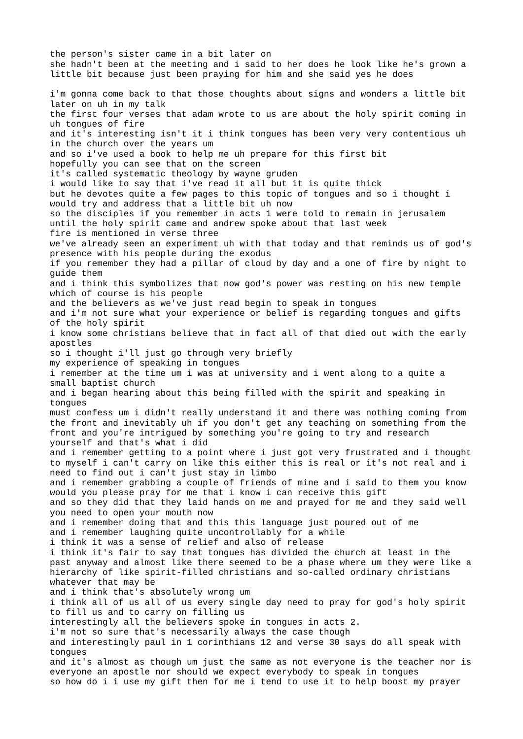the person's sister came in a bit later on
she hadn't been at the meeting and i said to her does he look like he's grown a little bit because just been praying for him and she said yes he does

i'm gonna come back to that those thoughts about signs and wonders a little bit later on uh in my talk
the first four verses that adam wrote to us are about the holy spirit coming in uh tongues of fire
and it's interesting isn't it i think tongues has been very very contentious uh in the church over the years um
and so i've used a book to help me uh prepare for this first bit
hopefully you can see that on the screen
it's called systematic theology by wayne gruden
i would like to say that i've read it all but it is quite thick
but he devotes quite a few pages to this topic of tongues and so i thought i would try and address that a little bit uh now
so the disciples if you remember in acts 1 were told to remain in jerusalem until the holy spirit came and andrew spoke about that last week
fire is mentioned in verse three
we've already seen an experiment uh with that today and that reminds us of god's presence with his people during the exodus
if you remember they had a pillar of cloud by day and a one of fire by night to guide them
and i think this symbolizes that now god's power was resting on his new temple which of course is his people
and the believers as we've just read begin to speak in tongues
and i'm not sure what your experience or belief is regarding tongues and gifts of the holy spirit
i know some christians believe that in fact all of that died out with the early apostles
so i thought i'll just go through very briefly
my experience of speaking in tongues
i remember at the time um i was at university and i went along to a quite a small baptist church
and i began hearing about this being filled with the spirit and speaking in tongues
must confess um i didn't really understand it and there was nothing coming from the front and inevitably uh if you don't get any teaching on something from the front and you're intrigued by something you're going to try and research yourself and that's what i did
and i remember getting to a point where i just got very frustrated and i thought to myself i can't carry on like this either this is real or it's not real and i need to find out i can't just stay in limbo
and i remember grabbing a couple of friends of mine and i said to them you know would you please pray for me that i know i can receive this gift
and so they did that they laid hands on me and prayed for me and they said well you need to open your mouth now
and i remember doing that and this this language just poured out of me
and i remember laughing quite uncontrollably for a while
i think it was a sense of relief and also of release
i think it's fair to say that tongues has divided the church at least in the past anyway and almost like there seemed to be a phase where um they were like a hierarchy of like spirit-filled christians and so-called ordinary christians whatever that may be
and i think that's absolutely wrong um
i think all of us all of us every single day need to pray for god's holy spirit to fill us and to carry on filling us
interestingly all the believers spoke in tongues in acts 2.
i'm not so sure that's necessarily always the case though
and interestingly paul in 1 corinthians 12 and verse 30 says do all speak with tongues
and it's almost as though um just the same as not everyone is the teacher nor is everyone an apostle nor should we expect everybody to speak in tongues
so how do i i use my gift then for me i tend to use it to help boost my prayer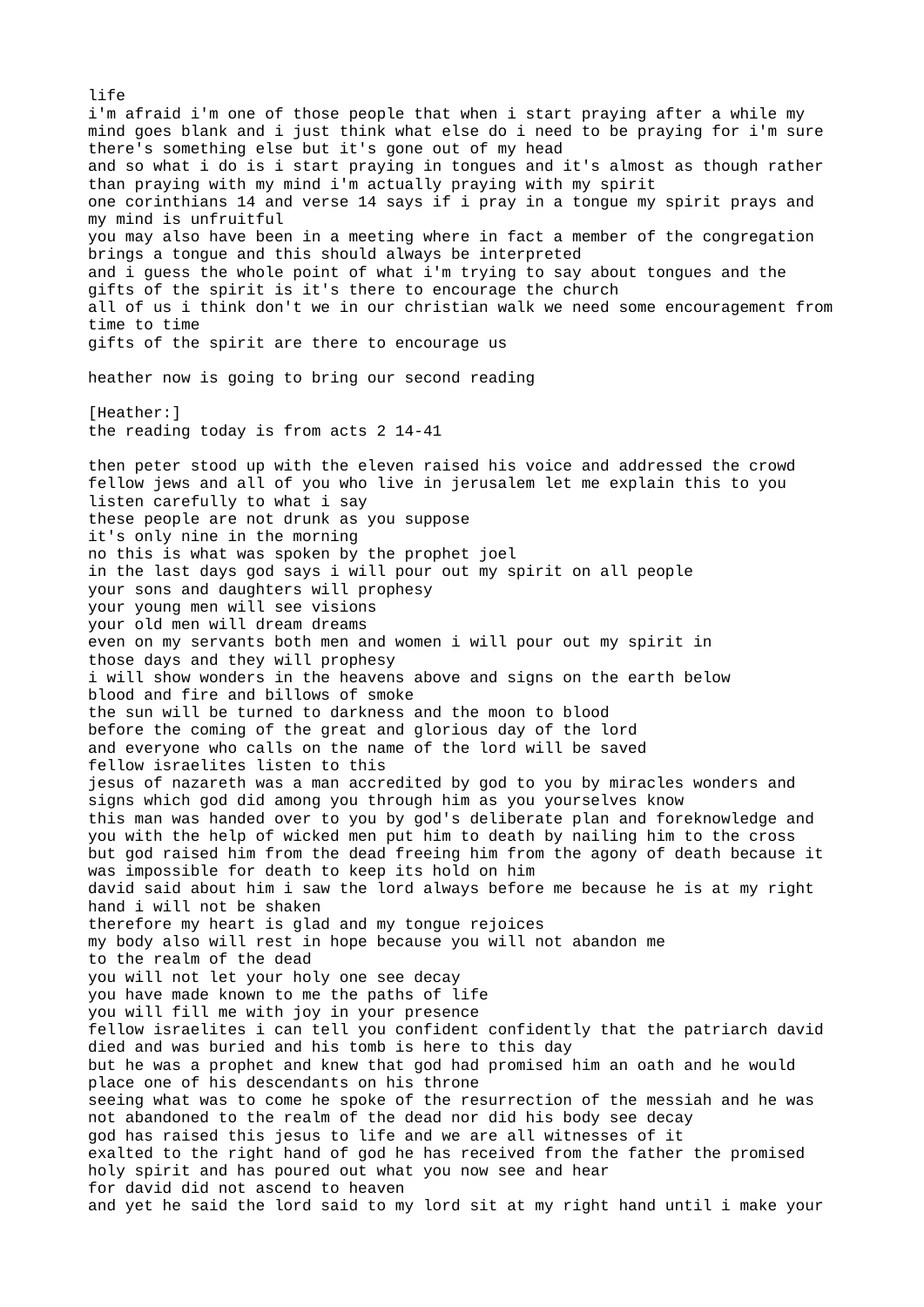life
i'm afraid i'm one of those people that when i start praying after a while my mind goes blank and i just think what else do i need to be praying for i'm sure there's something else but it's gone out of my head
and so what i do is i start praying in tongues and it's almost as though rather than praying with my mind i'm actually praying with my spirit
one corinthians 14 and verse 14 says if i pray in a tongue my spirit prays and my mind is unfruitful
you may also have been in a meeting where in fact a member of the congregation brings a tongue and this should always be interpreted
and i guess the whole point of what i'm trying to say about tongues and the gifts of the spirit is it's there to encourage the church
all of us i think don't we in our christian walk we need some encouragement from time to time
gifts of the spirit are there to encourage us

heather now is going to bring our second reading

[Heather:]
the reading today is from acts 2 14-41

then peter stood up with the eleven raised his voice and addressed the crowd
fellow jews and all of you who live in jerusalem let me explain this to you
listen carefully to what i say
these people are not drunk as you suppose
it's only nine in the morning
no this is what was spoken by the prophet joel
in the last days god says i will pour out my spirit on all people
your sons and daughters will prophesy
your young men will see visions
your old men will dream dreams
even on my servants both men and women i will pour out my spirit in those days and they will prophesy
i will show wonders in the heavens above and signs on the earth below
blood and fire and billows of smoke
the sun will be turned to darkness and the moon to blood
before the coming of the great and glorious day of the lord
and everyone who calls on the name of the lord will be saved
fellow israelites listen to this
jesus of nazareth was a man accredited by god to you by miracles wonders and signs which god did among you through him as you yourselves know
this man was handed over to you by god's deliberate plan and foreknowledge and you with the help of wicked men put him to death by nailing him to the cross
but god raised him from the dead freeing him from the agony of death because it was impossible for death to keep its hold on him
david said about him i saw the lord always before me because he is at my right hand i will not be shaken
therefore my heart is glad and my tongue rejoices
my body also will rest in hope because you will not abandon me
to the realm of the dead
you will not let your holy one see decay
you have made known to me the paths of life
you will fill me with joy in your presence
fellow israelites i can tell you confident confidently that the patriarch david died and was buried and his tomb is here to this day
but he was a prophet and knew that god had promised him an oath and he would place one of his descendants on his throne
seeing what was to come he spoke of the resurrection of the messiah and he was not abandoned to the realm of the dead nor did his body see decay
god has raised this jesus to life and we are all witnesses of it
exalted to the right hand of god he has received from the father the promised holy spirit and has poured out what you now see and hear
for david did not ascend to heaven
and yet he said the lord said to my lord sit at my right hand until i make your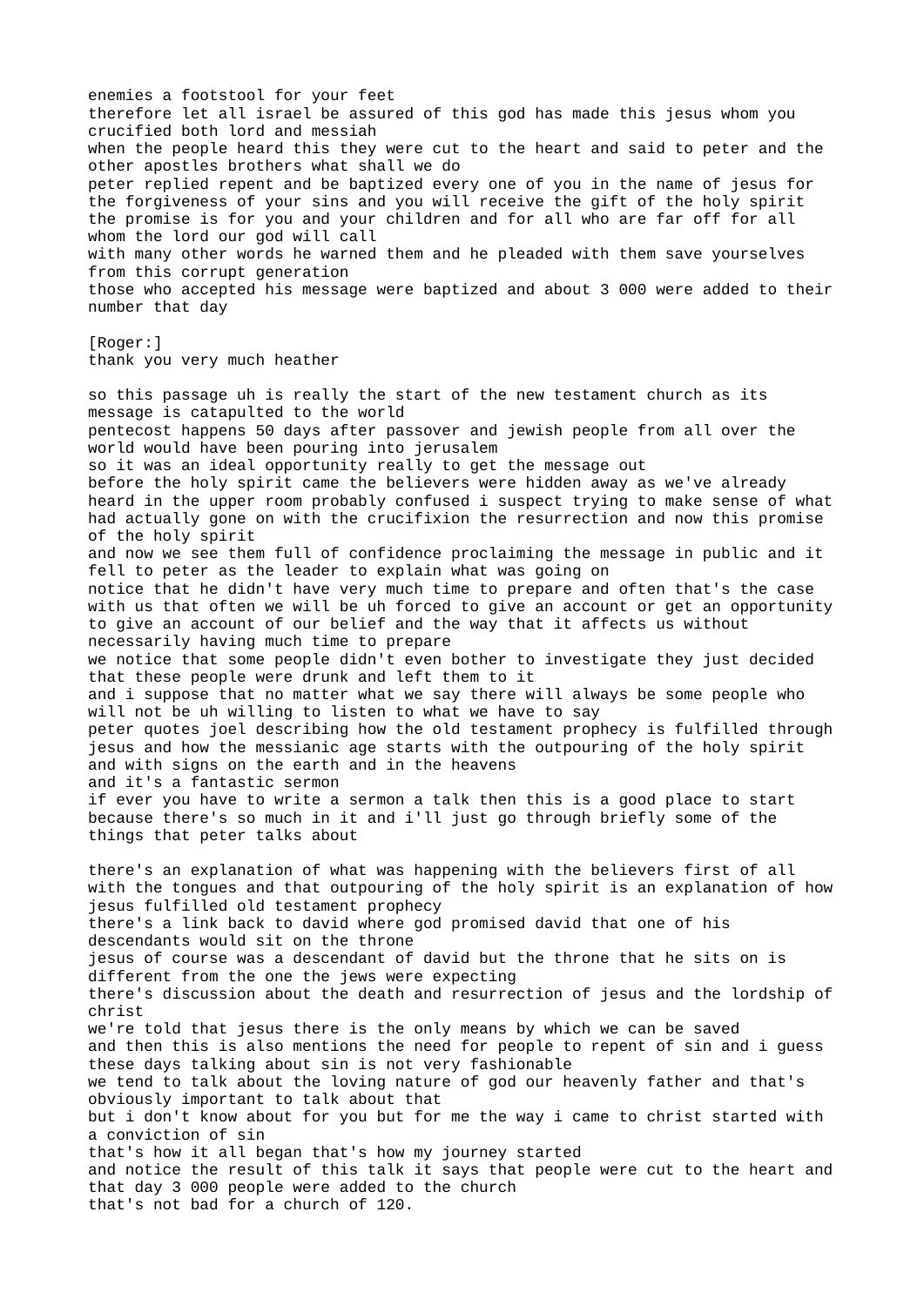enemies a footstool for your feet
therefore let all israel be assured of this god has made this jesus whom you crucified both lord and messiah
when the people heard this they were cut to the heart and said to peter and the other apostles brothers what shall we do
peter replied repent and be baptized every one of you in the name of jesus for the forgiveness of your sins and you will receive the gift of the holy spirit
the promise is for you and your children and for all who are far off for all whom the lord our god will call
with many other words he warned them and he pleaded with them save yourselves from this corrupt generation
those who accepted his message were baptized and about 3 000 were added to their number that day

[Roger:]
thank you very much heather

so this passage uh is really the start of the new testament church as its message is catapulted to the world
pentecost happens 50 days after passover and jewish people from all over the world would have been pouring into jerusalem
so it was an ideal opportunity really to get the message out
before the holy spirit came the believers were hidden away as we've already heard in the upper room probably confused i suspect trying to make sense of what had actually gone on with the crucifixion the resurrection and now this promise of the holy spirit
and now we see them full of confidence proclaiming the message in public and it fell to peter as the leader to explain what was going on
notice that he didn't have very much time to prepare and often that's the case with us that often we will be uh forced to give an account or get an opportunity to give an account of our belief and the way that it affects us without necessarily having much time to prepare
we notice that some people didn't even bother to investigate they just decided that these people were drunk and left them to it
and i suppose that no matter what we say there will always be some people who will not be uh willing to listen to what we have to say
peter quotes joel describing how the old testament prophecy is fulfilled through jesus and how the messianic age starts with the outpouring of the holy spirit and with signs on the earth and in the heavens
and it's a fantastic sermon
if ever you have to write a sermon a talk then this is a good place to start because there's so much in it and i'll just go through briefly some of the things that peter talks about

there's an explanation of what was happening with the believers first of all with the tongues and that outpouring of the holy spirit is an explanation of how jesus fulfilled old testament prophecy
there's a link back to david where god promised david that one of his descendants would sit on the throne
jesus of course was a descendant of david but the throne that he sits on is different from the one the jews were expecting
there's discussion about the death and resurrection of jesus and the lordship of christ
we're told that jesus there is the only means by which we can be saved
and then this is also mentions the need for people to repent of sin and i guess these days talking about sin is not very fashionable
we tend to talk about the loving nature of god our heavenly father and that's obviously important to talk about that
but i don't know about for you but for me the way i came to christ started with a conviction of sin
that's how it all began that's how my journey started
and notice the result of this talk it says that people were cut to the heart and that day 3 000 people were added to the church
that's not bad for a church of 120.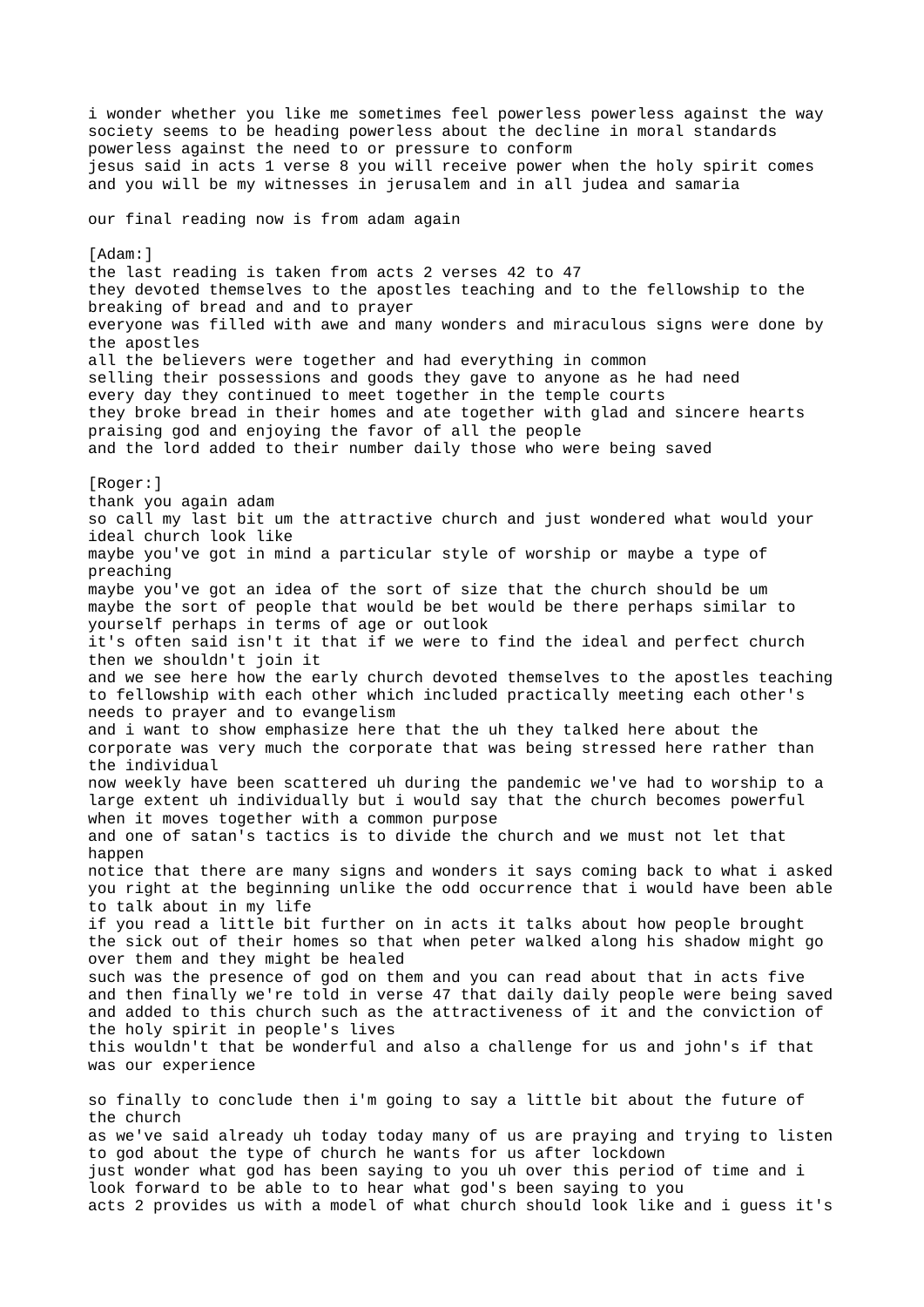i wonder whether you like me sometimes feel powerless powerless against the way society seems to be heading powerless about the decline in moral standards powerless against the need to or pressure to conform
jesus said in acts 1 verse 8 you will receive power when the holy spirit comes and you will be my witnesses in jerusalem and in all judea and samaria

our final reading now is from adam again

[Adam:]
the last reading is taken from acts 2 verses 42 to 47
they devoted themselves to the apostles teaching and to the fellowship to the breaking of bread and and to prayer
everyone was filled with awe and many wonders and miraculous signs were done by the apostles
all the believers were together and had everything in common
selling their possessions and goods they gave to anyone as he had need
every day they continued to meet together in the temple courts
they broke bread in their homes and ate together with glad and sincere hearts praising god and enjoying the favor of all the people
and the lord added to their number daily those who were being saved

[Roger:]
thank you again adam
so call my last bit um the attractive church and just wondered what would your ideal church look like
maybe you've got in mind a particular style of worship or maybe a type of preaching
maybe you've got an idea of the sort of size that the church should be um maybe the sort of people that would be bet would be there perhaps similar to yourself perhaps in terms of age or outlook
it's often said isn't it that if we were to find the ideal and perfect church then we shouldn't join it
and we see here how the early church devoted themselves to the apostles teaching to fellowship with each other which included practically meeting each other's needs to prayer and to evangelism
and i want to show emphasize here that the uh they talked here about the corporate was very much the corporate that was being stressed here rather than the individual
now weekly have been scattered uh during the pandemic we've had to worship to a large extent uh individually but i would say that the church becomes powerful when it moves together with a common purpose
and one of satan's tactics is to divide the church and we must not let that happen
notice that there are many signs and wonders it says coming back to what i asked you right at the beginning unlike the odd occurrence that i would have been able to talk about in my life
if you read a little bit further on in acts it talks about how people brought the sick out of their homes so that when peter walked along his shadow might go over them and they might be healed
such was the presence of god on them and you can read about that in acts five
and then finally we're told in verse 47 that daily daily people were being saved and added to this church such as the attractiveness of it and the conviction of the holy spirit in people's lives
this wouldn't that be wonderful and also a challenge for us and john's if that was our experience

so finally to conclude then i'm going to say a little bit about the future of the church
as we've said already uh today today many of us are praying and trying to listen to god about the type of church he wants for us after lockdown
just wonder what god has been saying to you uh over this period of time and i look forward to be able to to hear what god's been saying to you
acts 2 provides us with a model of what church should look like and i guess it's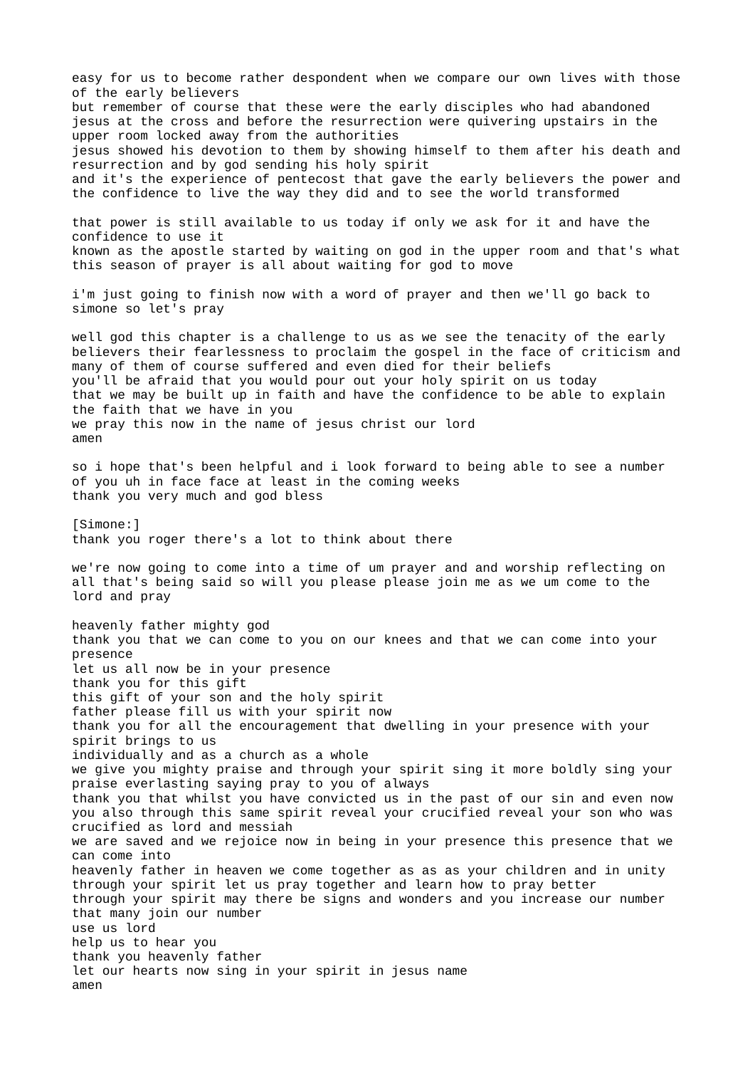easy for us to become rather despondent when we compare our own lives with those of the early believers
but remember of course that these were the early disciples who had abandoned jesus at the cross and before the resurrection were quivering upstairs in the upper room locked away from the authorities
jesus showed his devotion to them by showing himself to them after his death and resurrection and by god sending his holy spirit
and it's the experience of pentecost that gave the early believers the power and the confidence to live the way they did and to see the world transformed

that power is still available to us today if only we ask for it and have the confidence to use it
known as the apostle started by waiting on god in the upper room and that's what this season of prayer is all about waiting for god to move

i'm just going to finish now with a word of prayer and then we'll go back to simone so let's pray

well god this chapter is a challenge to us as we see the tenacity of the early believers their fearlessness to proclaim the gospel in the face of criticism and many of them of course suffered and even died for their beliefs
you'll be afraid that you would pour out your holy spirit on us today
that we may be built up in faith and have the confidence to be able to explain the faith that we have in you
we pray this now in the name of jesus christ our lord
amen

so i hope that's been helpful and i look forward to being able to see a number of you uh in face face at least in the coming weeks
thank you very much and god bless

[Simone:]
thank you roger there's a lot to think about there

we're now going to come into a time of um prayer and and worship reflecting on all that's being said so will you please please join me as we um come to the lord and pray

heavenly father mighty god
thank you that we can come to you on our knees and that we can come into your presence
let us all now be in your presence
thank you for this gift
this gift of your son and the holy spirit
father please fill us with your spirit now
thank you for all the encouragement that dwelling in your presence with your spirit brings to us
individually and as a church as a whole
we give you mighty praise and through your spirit sing it more boldly sing your praise everlasting saying pray to you of always
thank you that whilst you have convicted us in the past of our sin and even now you also through this same spirit reveal your crucified reveal your son who was crucified as lord and messiah
we are saved and we rejoice now in being in your presence this presence that we can come into
heavenly father in heaven we come together as as as your children and in unity through your spirit let us pray together and learn how to pray better
through your spirit may there be signs and wonders and you increase our number that many join our number
use us lord
help us to hear you
thank you heavenly father
let our hearts now sing in your spirit in jesus name
amen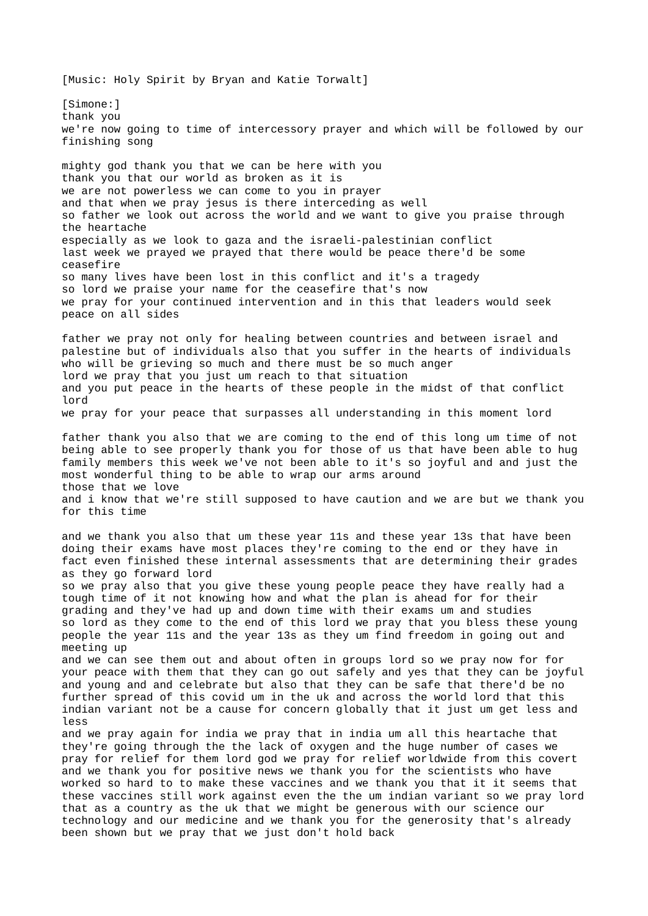[Music: Holy Spirit by Bryan and Katie Torwalt]

[Simone:]
thank you
we're now going to time of intercessory prayer and which will be followed by our finishing song

mighty god thank you that we can be here with you
thank you that our world as broken as it is
we are not powerless we can come to you in prayer
and that when we pray jesus is there interceding as well
so father we look out across the world and we want to give you praise through the heartache
especially as we look to gaza and the israeli-palestinian conflict
last week we prayed we prayed that there would be peace there'd be some ceasefire
so many lives have been lost in this conflict and it's a tragedy
so lord we praise your name for the ceasefire that's now
we pray for your continued intervention and in this that leaders would seek peace on all sides

father we pray not only for healing between countries and between israel and palestine but of individuals also that you suffer in the hearts of individuals who will be grieving so much and there must be so much anger
lord we pray that you just um reach to that situation
and you put peace in the hearts of these people in the midst of that conflict lord
we pray for your peace that surpasses all understanding in this moment lord

father thank you also that we are coming to the end of this long um time of not being able to see properly thank you for those of us that have been able to hug family members this week we've not been able to it's so joyful and and just the most wonderful thing to be able to wrap our arms around
those that we love
and i know that we're still supposed to have caution and we are but we thank you for this time

and we thank you also that um these year 11s and these year 13s that have been doing their exams have most places they're coming to the end or they have in fact even finished these internal assessments that are determining their grades as they go forward lord
so we pray also that you give these young people peace they have really had a tough time of it not knowing how and what the plan is ahead for for their grading and they've had up and down time with their exams um and studies
so lord as they come to the end of this lord we pray that you bless these young people the year 11s and the year 13s as they um find freedom in going out and meeting up
and we can see them out and about often in groups lord so we pray now for for your peace with them that they can go out safely and yes that they can be joyful and young and and celebrate but also that they can be safe that there'd be no further spread of this covid um in the uk and across the world lord that this indian variant not be a cause for concern globally that it just um get less and less
and we pray again for india we pray that in india um all this heartache that they're going through the the lack of oxygen and the huge number of cases we pray for relief for them lord god we pray for relief worldwide from this covert and we thank you for positive news we thank you for the scientists who have worked so hard to to make these vaccines and we thank you that it it seems that these vaccines still work against even the the um indian variant so we pray lord that as a country as the uk that we might be generous with our science our technology and our medicine and we thank you for the generosity that's already been shown but we pray that we just don't hold back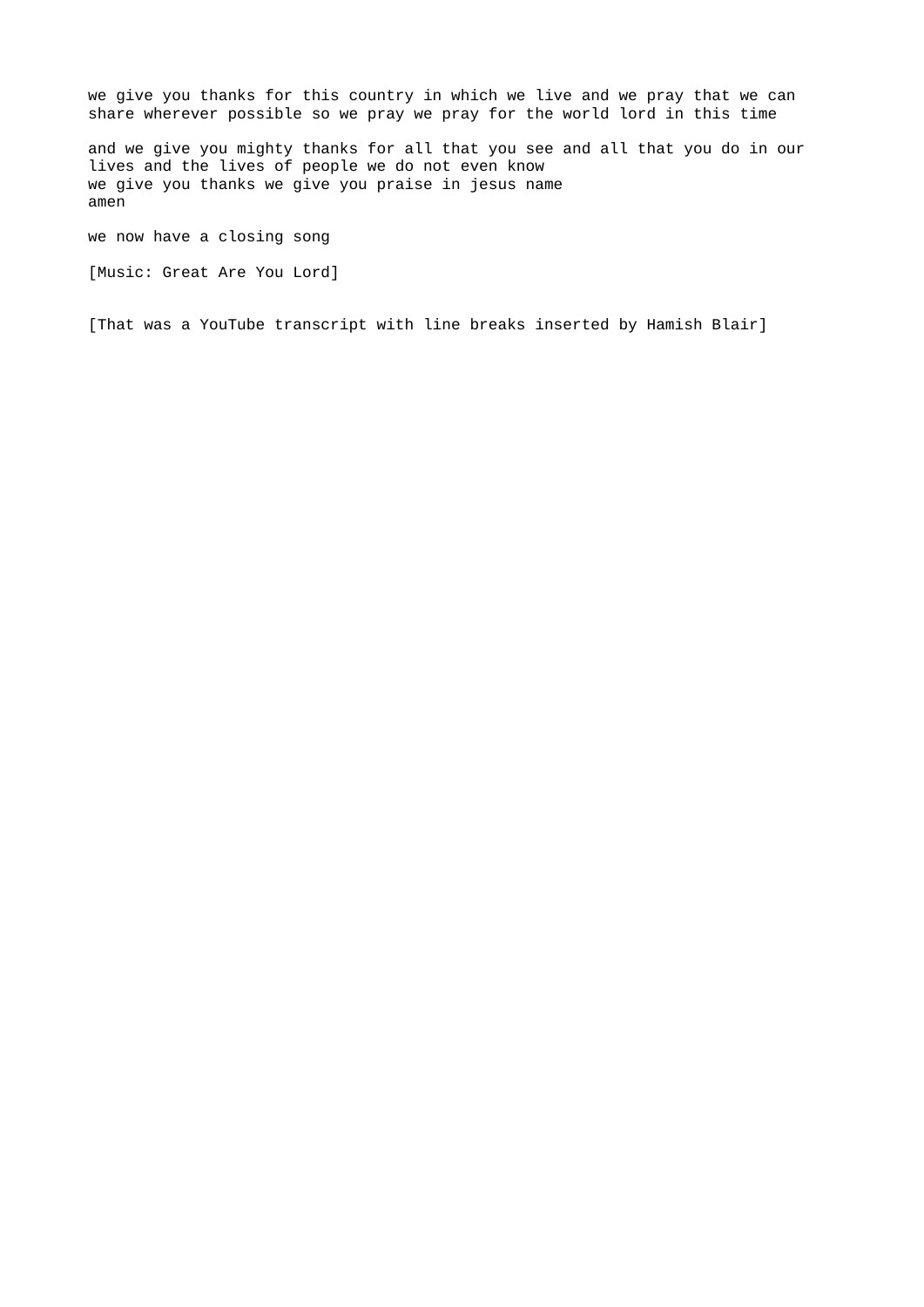we give you thanks for this country in which we live and we pray that we can share wherever possible so we pray we pray for the world lord in this time

and we give you mighty thanks for all that you see and all that you do in our lives and the lives of people we do not even know
we give you thanks we give you praise in jesus name
amen

we now have a closing song

[Music: Great Are You Lord]

[That was a YouTube transcript with line breaks inserted by Hamish Blair]